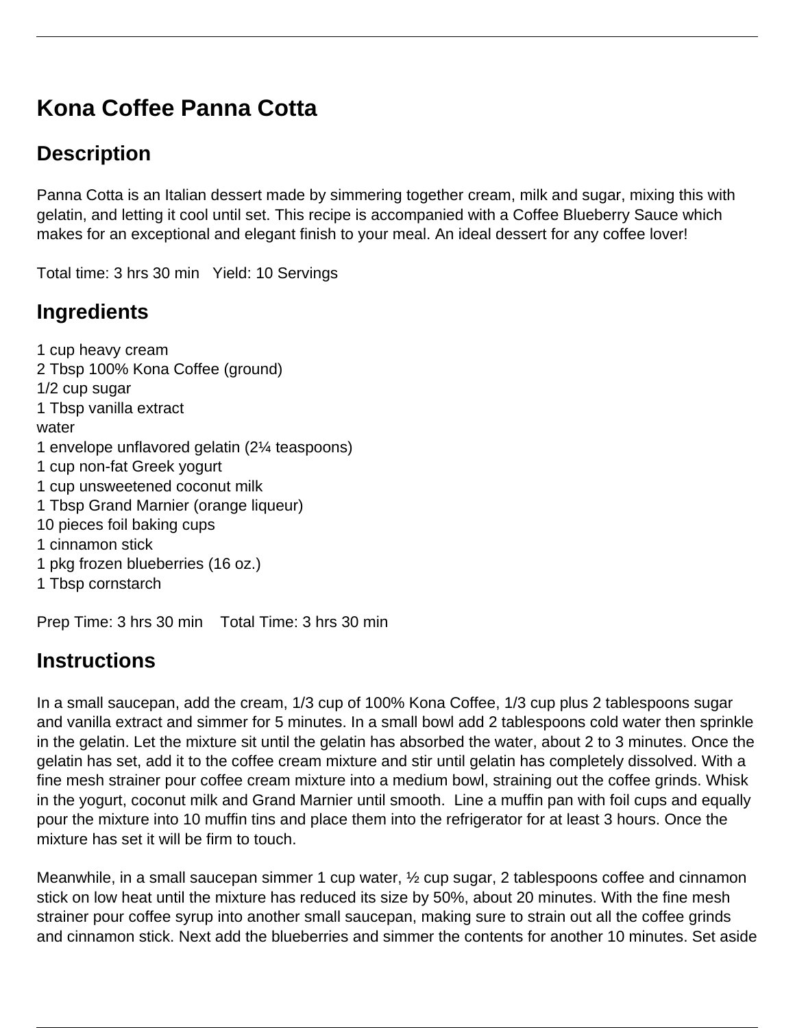# Kona Coffee Panna Cotta

## Description

Panna Cotta is an Italian dessert made by simmering together cream, milk and sugar, mixing this with gelatin, and letting it cool until set. This recipe is accompanied with a Coffee Blueberry Sauce which makes for an exceptional and elegant finish to your meal. An ideal dessert for any coffee lover!

Total time: 3 hrs 30 min   Yield: 10 Servings

## Ingredients

1 cup heavy cream  
2 Tbsp 100% Kona Coffee (ground)  
1/2 cup sugar  
1 Tbsp vanilla extract  
water  
1 envelope unflavored gelatin (2¼ teaspoons)  
1 cup non-fat Greek yogurt  
1 cup unsweetened coconut milk  
1 Tbsp Grand Marnier (orange liqueur)  
10 pieces foil baking cups  
1 cinnamon stick  
1 pkg frozen blueberries (16 oz.)  
1 Tbsp cornstarch

Prep Time: 3 hrs 30 min    Total Time: 3 hrs 30 min

## Instructions

In a small saucepan, add the cream, 1/3 cup of 100% Kona Coffee, 1/3 cup plus 2 tablespoons sugar and vanilla extract and simmer for 5 minutes. In a small bowl add 2 tablespoons cold water then sprinkle in the gelatin. Let the mixture sit until the gelatin has absorbed the water, about 2 to 3 minutes. Once the gelatin has set, add it to the coffee cream mixture and stir until gelatin has completely dissolved. With a fine mesh strainer pour coffee cream mixture into a medium bowl, straining out the coffee grinds. Whisk in the yogurt, coconut milk and Grand Marnier until smooth. Line a muffin pan with foil cups and equally pour the mixture into 10 muffin tins and place them into the refrigerator for at least 3 hours. Once the mixture has set it will be firm to touch.

Meanwhile, in a small saucepan simmer 1 cup water, ½ cup sugar, 2 tablespoons coffee and cinnamon stick on low heat until the mixture has reduced its size by 50%, about 20 minutes. With the fine mesh strainer pour coffee syrup into another small saucepan, making sure to strain out all the coffee grinds and cinnamon stick. Next add the blueberries and simmer the contents for another 10 minutes. Set aside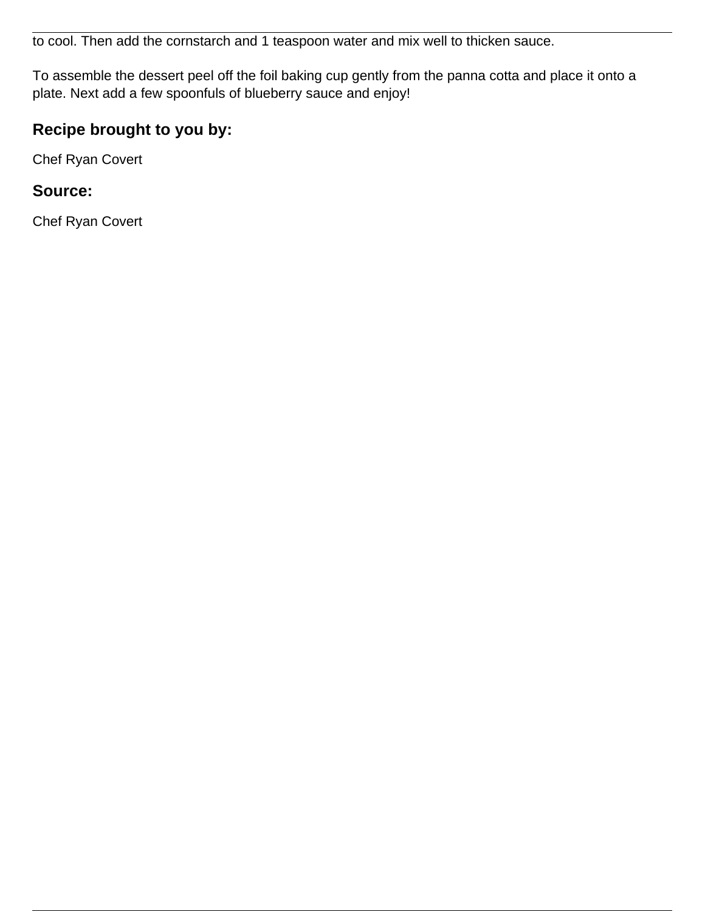to cool. Then add the cornstarch and 1 teaspoon water and mix well to thicken sauce.

To assemble the dessert peel off the foil baking cup gently from the panna cotta and place it onto a plate. Next add a few spoonfuls of blueberry sauce and enjoy!

### Recipe brought to you by:

Chef Ryan Covert

### Source:

Chef Ryan Covert